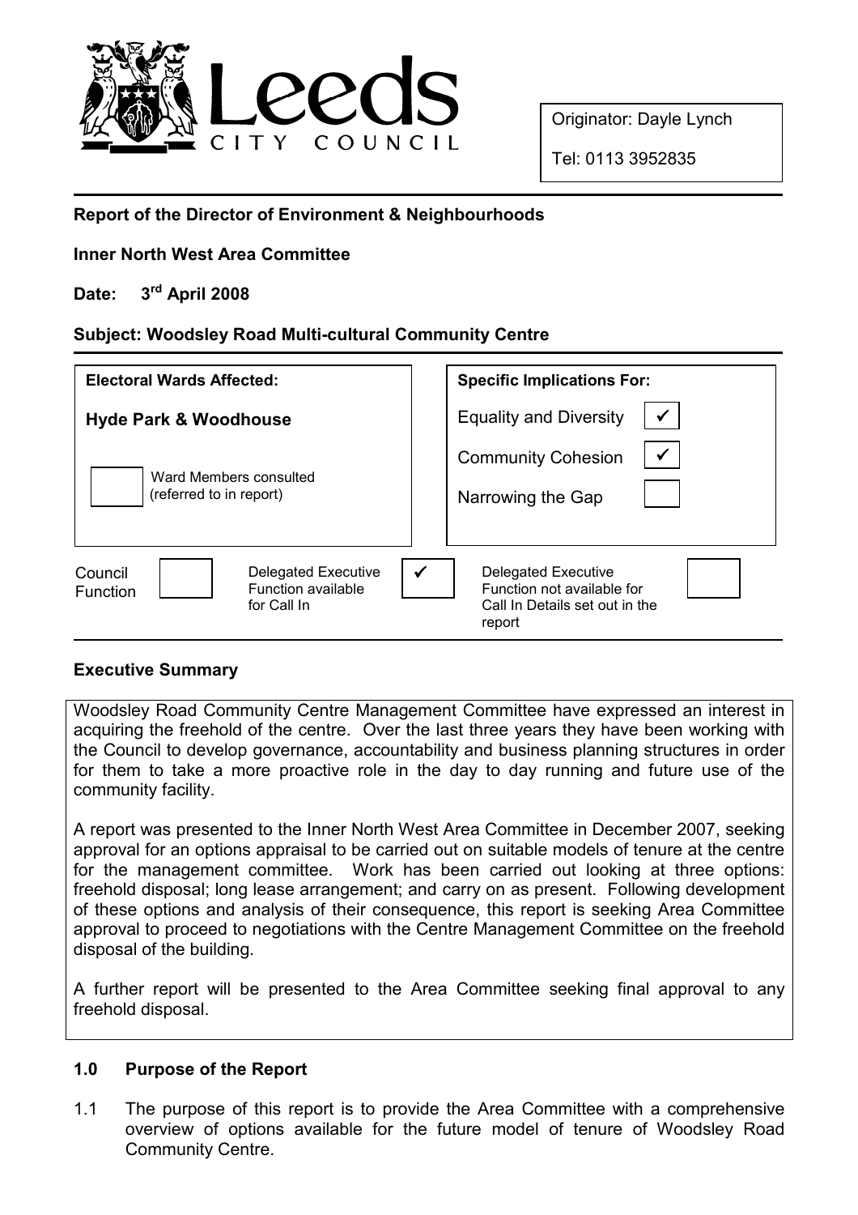Leeds CITY COUNCIL

Originator: Dayle Lynch

Tel: 0113 3952835

**Report of the Director of Environment & Neighbourhoods**

**Inner North West Area Committee**

**Date: 3rd April 2008**

**Subject: Woodsley Road Multi-cultural Community Centre**

| **Electoral Wards Affected:** | **Specific Implications For:** | |
|---|---|---|
| **Hyde Park & Woodhouse** | Equality and Diversity | ✓ |
| | Community Cohesion | ✓ |
| ☐ Ward Members consulted (referred to in report) | Narrowing the Gap | ☐ |

| Council Function | ☐ | Delegated Executive Function available for Call In | ✓ | Delegated Executive Function not available for Call In Details set out in the report | ☐ |
|---|---|---|---|---|---|

## Executive Summary

Woodsley Road Community Centre Management Committee have expressed an interest in acquiring the freehold of the centre. Over the last three years they have been working with the Council to develop governance, accountability and business planning structures in order for them to take a more proactive role in the day to day running and future use of the community facility.

A report was presented to the Inner North West Area Committee in December 2007, seeking approval for an options appraisal to be carried out on suitable models of tenure at the centre for the management committee. Work has been carried out looking at three options: freehold disposal; long lease arrangement; and carry on as present. Following development of these options and analysis of their consequence, this report is seeking Area Committee approval to proceed to negotiations with the Centre Management Committee on the freehold disposal of the building.

A further report will be presented to the Area Committee seeking final approval to any freehold disposal.

## 1.0 Purpose of the Report

1.1 The purpose of this report is to provide the Area Committee with a comprehensive overview of options available for the future model of tenure of Woodsley Road Community Centre.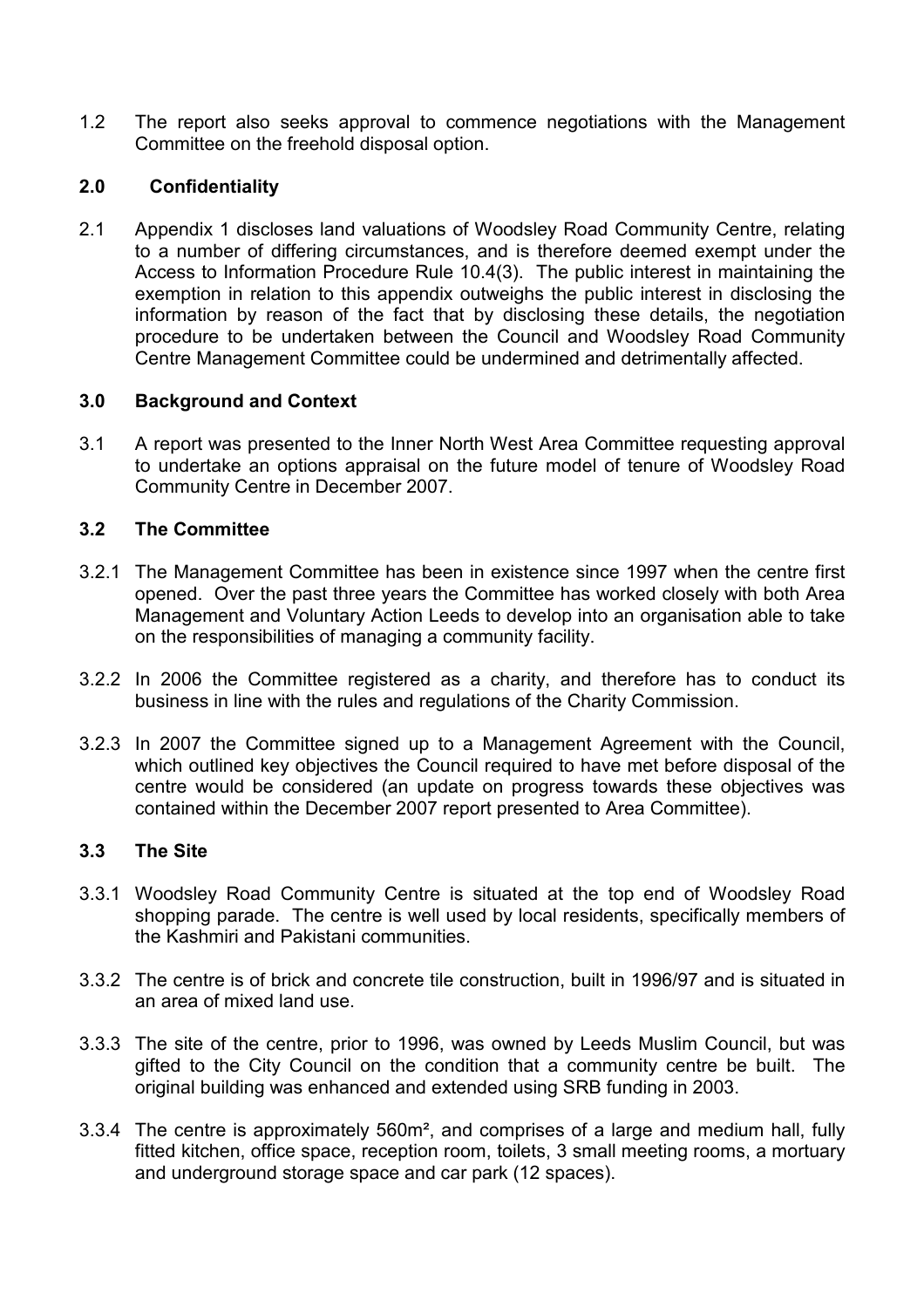1.2 The report also seeks approval to commence negotiations with the Management Committee on the freehold disposal option.

## 2.0 Confidentiality

2.1 Appendix 1 discloses land valuations of Woodsley Road Community Centre, relating to a number of differing circumstances, and is therefore deemed exempt under the Access to Information Procedure Rule 10.4(3). The public interest in maintaining the exemption in relation to this appendix outweighs the public interest in disclosing the information by reason of the fact that by disclosing these details, the negotiation procedure to be undertaken between the Council and Woodsley Road Community Centre Management Committee could be undermined and detrimentally affected.

## 3.0 Background and Context

3.1 A report was presented to the Inner North West Area Committee requesting approval to undertake an options appraisal on the future model of tenure of Woodsley Road Community Centre in December 2007.

### 3.2 The Committee

3.2.1 The Management Committee has been in existence since 1997 when the centre first opened. Over the past three years the Committee has worked closely with both Area Management and Voluntary Action Leeds to develop into an organisation able to take on the responsibilities of managing a community facility.

3.2.2 In 2006 the Committee registered as a charity, and therefore has to conduct its business in line with the rules and regulations of the Charity Commission.

3.2.3 In 2007 the Committee signed up to a Management Agreement with the Council, which outlined key objectives the Council required to have met before disposal of the centre would be considered (an update on progress towards these objectives was contained within the December 2007 report presented to Area Committee).

### 3.3 The Site

3.3.1 Woodsley Road Community Centre is situated at the top end of Woodsley Road shopping parade. The centre is well used by local residents, specifically members of the Kashmiri and Pakistani communities.

3.3.2 The centre is of brick and concrete tile construction, built in 1996/97 and is situated in an area of mixed land use.

3.3.3 The site of the centre, prior to 1996, was owned by Leeds Muslim Council, but was gifted to the City Council on the condition that a community centre be built. The original building was enhanced and extended using SRB funding in 2003.

3.3.4 The centre is approximately 560m², and comprises of a large and medium hall, fully fitted kitchen, office space, reception room, toilets, 3 small meeting rooms, a mortuary and underground storage space and car park (12 spaces).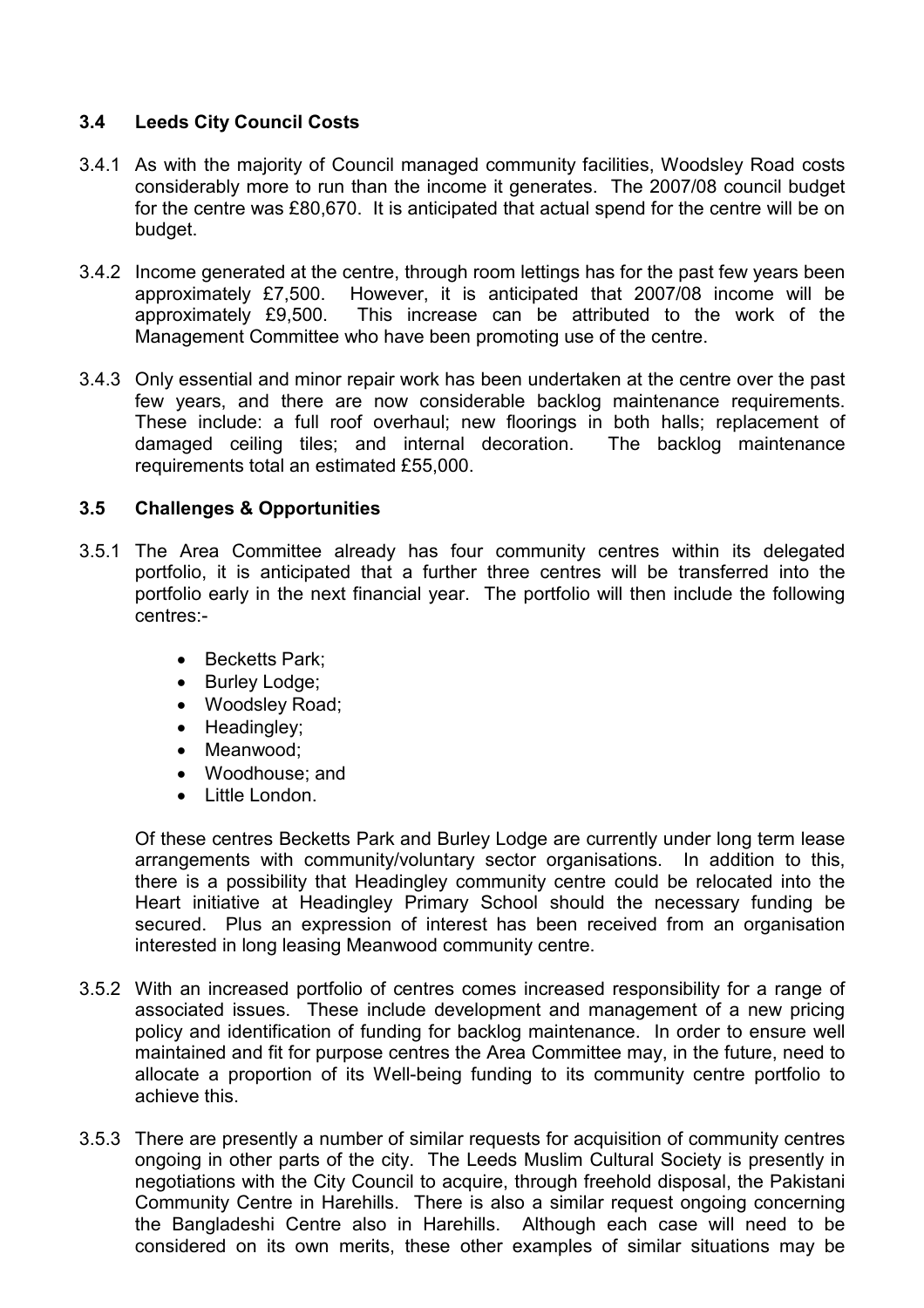### 3.4 Leeds City Council Costs

3.4.1 As with the majority of Council managed community facilities, Woodsley Road costs considerably more to run than the income it generates. The 2007/08 council budget for the centre was £80,670. It is anticipated that actual spend for the centre will be on budget.

3.4.2 Income generated at the centre, through room lettings has for the past few years been approximately £7,500. However, it is anticipated that 2007/08 income will be approximately £9,500. This increase can be attributed to the work of the Management Committee who have been promoting use of the centre.

3.4.3 Only essential and minor repair work has been undertaken at the centre over the past few years, and there are now considerable backlog maintenance requirements. These include: a full roof overhaul; new floorings in both halls; replacement of damaged ceiling tiles; and internal decoration. The backlog maintenance requirements total an estimated £55,000.

### 3.5 Challenges & Opportunities

3.5.1 The Area Committee already has four community centres within its delegated portfolio, it is anticipated that a further three centres will be transferred into the portfolio early in the next financial year. The portfolio will then include the following centres:-

- Becketts Park;
- Burley Lodge;
- Woodsley Road;
- Headingley;
- Meanwood;
- Woodhouse; and
- Little London.

Of these centres Becketts Park and Burley Lodge are currently under long term lease arrangements with community/voluntary sector organisations. In addition to this, there is a possibility that Headingley community centre could be relocated into the Heart initiative at Headingley Primary School should the necessary funding be secured. Plus an expression of interest has been received from an organisation interested in long leasing Meanwood community centre.

3.5.2 With an increased portfolio of centres comes increased responsibility for a range of associated issues. These include development and management of a new pricing policy and identification of funding for backlog maintenance. In order to ensure well maintained and fit for purpose centres the Area Committee may, in the future, need to allocate a proportion of its Well-being funding to its community centre portfolio to achieve this.

3.5.3 There are presently a number of similar requests for acquisition of community centres ongoing in other parts of the city. The Leeds Muslim Cultural Society is presently in negotiations with the City Council to acquire, through freehold disposal, the Pakistani Community Centre in Harehills. There is also a similar request ongoing concerning the Bangladeshi Centre also in Harehills. Although each case will need to be considered on its own merits, these other examples of similar situations may be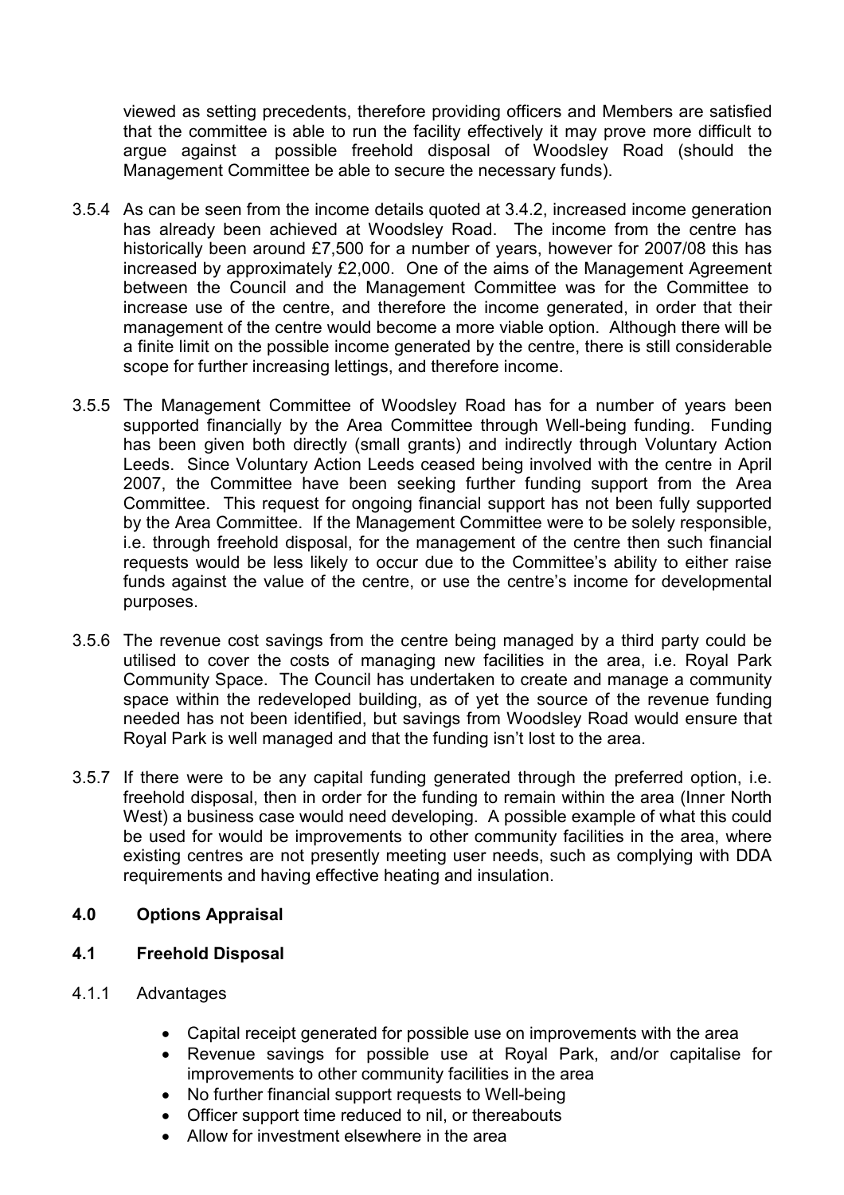viewed as setting precedents, therefore providing officers and Members are satisfied that the committee is able to run the facility effectively it may prove more difficult to argue against a possible freehold disposal of Woodsley Road (should the Management Committee be able to secure the necessary funds).

3.5.4 As can be seen from the income details quoted at 3.4.2, increased income generation has already been achieved at Woodsley Road. The income from the centre has historically been around £7,500 for a number of years, however for 2007/08 this has increased by approximately £2,000. One of the aims of the Management Agreement between the Council and the Management Committee was for the Committee to increase use of the centre, and therefore the income generated, in order that their management of the centre would become a more viable option. Although there will be a finite limit on the possible income generated by the centre, there is still considerable scope for further increasing lettings, and therefore income.

3.5.5 The Management Committee of Woodsley Road has for a number of years been supported financially by the Area Committee through Well-being funding. Funding has been given both directly (small grants) and indirectly through Voluntary Action Leeds. Since Voluntary Action Leeds ceased being involved with the centre in April 2007, the Committee have been seeking further funding support from the Area Committee. This request for ongoing financial support has not been fully supported by the Area Committee. If the Management Committee were to be solely responsible, i.e. through freehold disposal, for the management of the centre then such financial requests would be less likely to occur due to the Committee's ability to either raise funds against the value of the centre, or use the centre's income for developmental purposes.

3.5.6 The revenue cost savings from the centre being managed by a third party could be utilised to cover the costs of managing new facilities in the area, i.e. Royal Park Community Space. The Council has undertaken to create and manage a community space within the redeveloped building, as of yet the source of the revenue funding needed has not been identified, but savings from Woodsley Road would ensure that Royal Park is well managed and that the funding isn't lost to the area.

3.5.7 If there were to be any capital funding generated through the preferred option, i.e. freehold disposal, then in order for the funding to remain within the area (Inner North West) a business case would need developing. A possible example of what this could be used for would be improvements to other community facilities in the area, where existing centres are not presently meeting user needs, such as complying with DDA requirements and having effective heating and insulation.

## 4.0 Options Appraisal

### 4.1 Freehold Disposal

4.1.1 Advantages

- Capital receipt generated for possible use on improvements with the area
- Revenue savings for possible use at Royal Park, and/or capitalise for improvements to other community facilities in the area
- No further financial support requests to Well-being
- Officer support time reduced to nil, or thereabouts
- Allow for investment elsewhere in the area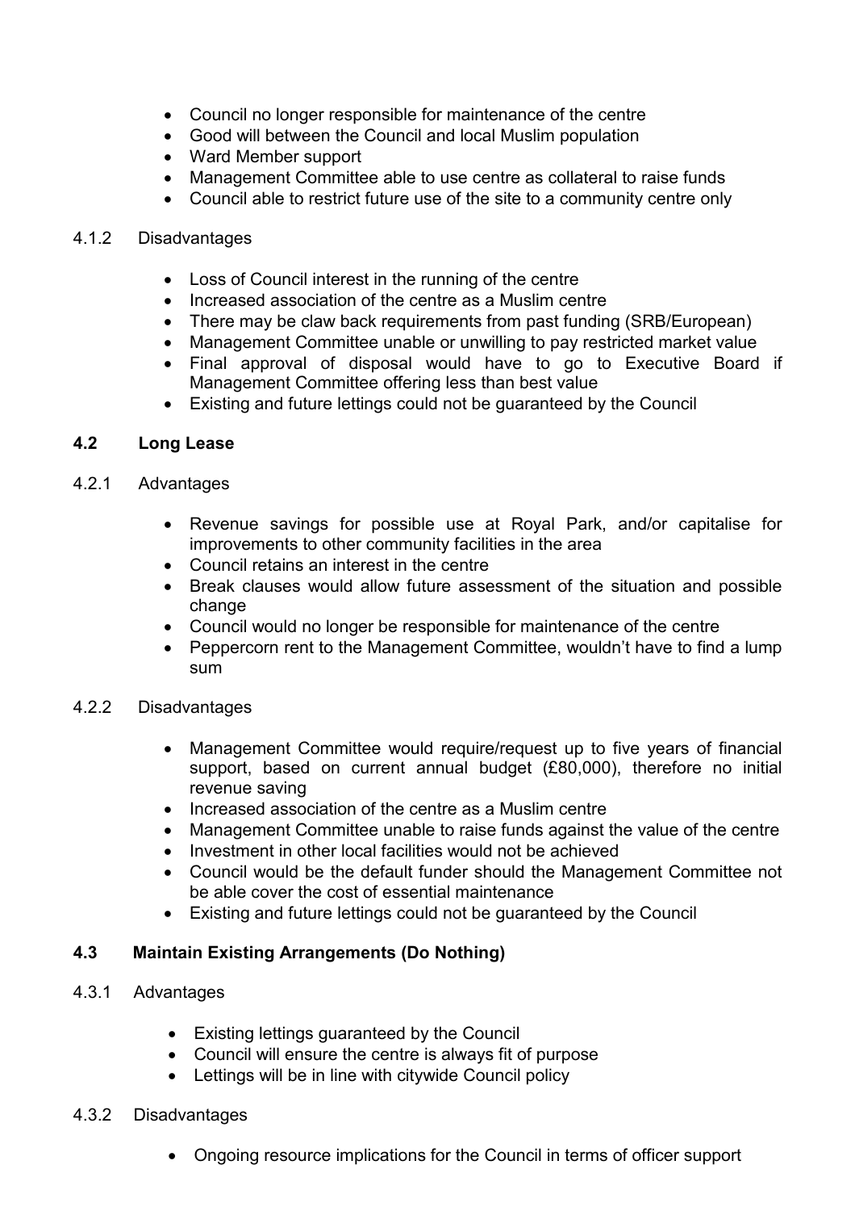- Council no longer responsible for maintenance of the centre
- Good will between the Council and local Muslim population
- Ward Member support
- Management Committee able to use centre as collateral to raise funds
- Council able to restrict future use of the site to a community centre only

4.1.2 Disadvantages

- Loss of Council interest in the running of the centre
- Increased association of the centre as a Muslim centre
- There may be claw back requirements from past funding (SRB/European)
- Management Committee unable or unwilling to pay restricted market value
- Final approval of disposal would have to go to Executive Board if Management Committee offering less than best value
- Existing and future lettings could not be guaranteed by the Council

### 4.2 Long Lease

4.2.1 Advantages

- Revenue savings for possible use at Royal Park, and/or capitalise for improvements to other community facilities in the area
- Council retains an interest in the centre
- Break clauses would allow future assessment of the situation and possible change
- Council would no longer be responsible for maintenance of the centre
- Peppercorn rent to the Management Committee, wouldn't have to find a lump sum

4.2.2 Disadvantages

- Management Committee would require/request up to five years of financial support, based on current annual budget (£80,000), therefore no initial revenue saving
- Increased association of the centre as a Muslim centre
- Management Committee unable to raise funds against the value of the centre
- Investment in other local facilities would not be achieved
- Council would be the default funder should the Management Committee not be able cover the cost of essential maintenance
- Existing and future lettings could not be guaranteed by the Council

### 4.3 Maintain Existing Arrangements (Do Nothing)

4.3.1 Advantages

- Existing lettings guaranteed by the Council
- Council will ensure the centre is always fit of purpose
- Lettings will be in line with citywide Council policy

4.3.2 Disadvantages

- Ongoing resource implications for the Council in terms of officer support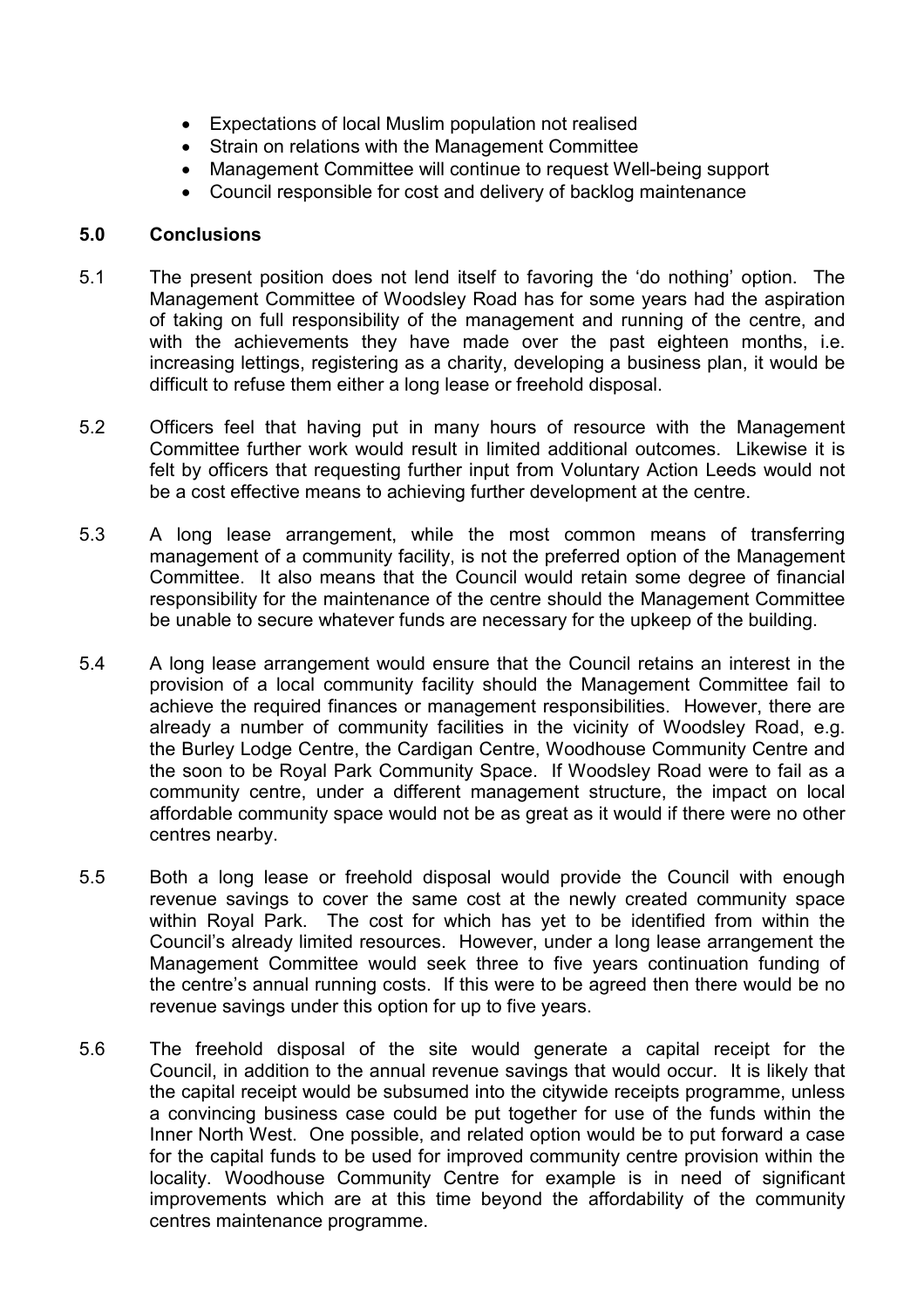- Expectations of local Muslim population not realised
- Strain on relations with the Management Committee
- Management Committee will continue to request Well-being support
- Council responsible for cost and delivery of backlog maintenance

## 5.0 Conclusions

5.1 The present position does not lend itself to favoring the 'do nothing' option. The Management Committee of Woodsley Road has for some years had the aspiration of taking on full responsibility of the management and running of the centre, and with the achievements they have made over the past eighteen months, i.e. increasing lettings, registering as a charity, developing a business plan, it would be difficult to refuse them either a long lease or freehold disposal.

5.2 Officers feel that having put in many hours of resource with the Management Committee further work would result in limited additional outcomes. Likewise it is felt by officers that requesting further input from Voluntary Action Leeds would not be a cost effective means to achieving further development at the centre.

5.3 A long lease arrangement, while the most common means of transferring management of a community facility, is not the preferred option of the Management Committee. It also means that the Council would retain some degree of financial responsibility for the maintenance of the centre should the Management Committee be unable to secure whatever funds are necessary for the upkeep of the building.

5.4 A long lease arrangement would ensure that the Council retains an interest in the provision of a local community facility should the Management Committee fail to achieve the required finances or management responsibilities. However, there are already a number of community facilities in the vicinity of Woodsley Road, e.g. the Burley Lodge Centre, the Cardigan Centre, Woodhouse Community Centre and the soon to be Royal Park Community Space. If Woodsley Road were to fail as a community centre, under a different management structure, the impact on local affordable community space would not be as great as it would if there were no other centres nearby.

5.5 Both a long lease or freehold disposal would provide the Council with enough revenue savings to cover the same cost at the newly created community space within Royal Park. The cost for which has yet to be identified from within the Council's already limited resources. However, under a long lease arrangement the Management Committee would seek three to five years continuation funding of the centre's annual running costs. If this were to be agreed then there would be no revenue savings under this option for up to five years.

5.6 The freehold disposal of the site would generate a capital receipt for the Council, in addition to the annual revenue savings that would occur. It is likely that the capital receipt would be subsumed into the citywide receipts programme, unless a convincing business case could be put together for use of the funds within the Inner North West. One possible, and related option would be to put forward a case for the capital funds to be used for improved community centre provision within the locality. Woodhouse Community Centre for example is in need of significant improvements which are at this time beyond the affordability of the community centres maintenance programme.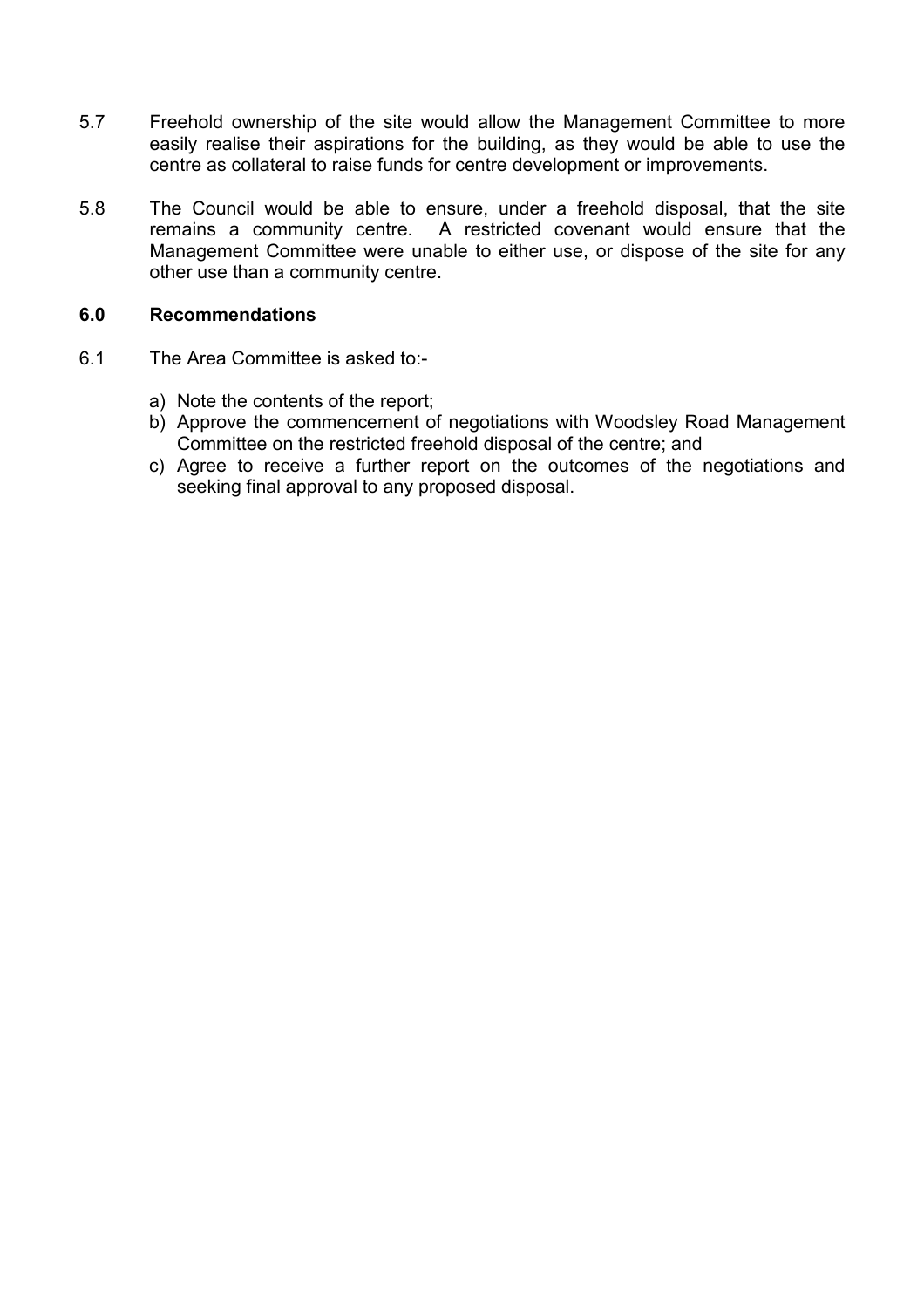5.7 Freehold ownership of the site would allow the Management Committee to more easily realise their aspirations for the building, as they would be able to use the centre as collateral to raise funds for centre development or improvements.

5.8 The Council would be able to ensure, under a freehold disposal, that the site remains a community centre. A restricted covenant would ensure that the Management Committee were unable to either use, or dispose of the site for any other use than a community centre.

## 6.0 Recommendations

6.1 The Area Committee is asked to:-

a) Note the contents of the report;
b) Approve the commencement of negotiations with Woodsley Road Management Committee on the restricted freehold disposal of the centre; and
c) Agree to receive a further report on the outcomes of the negotiations and seeking final approval to any proposed disposal.